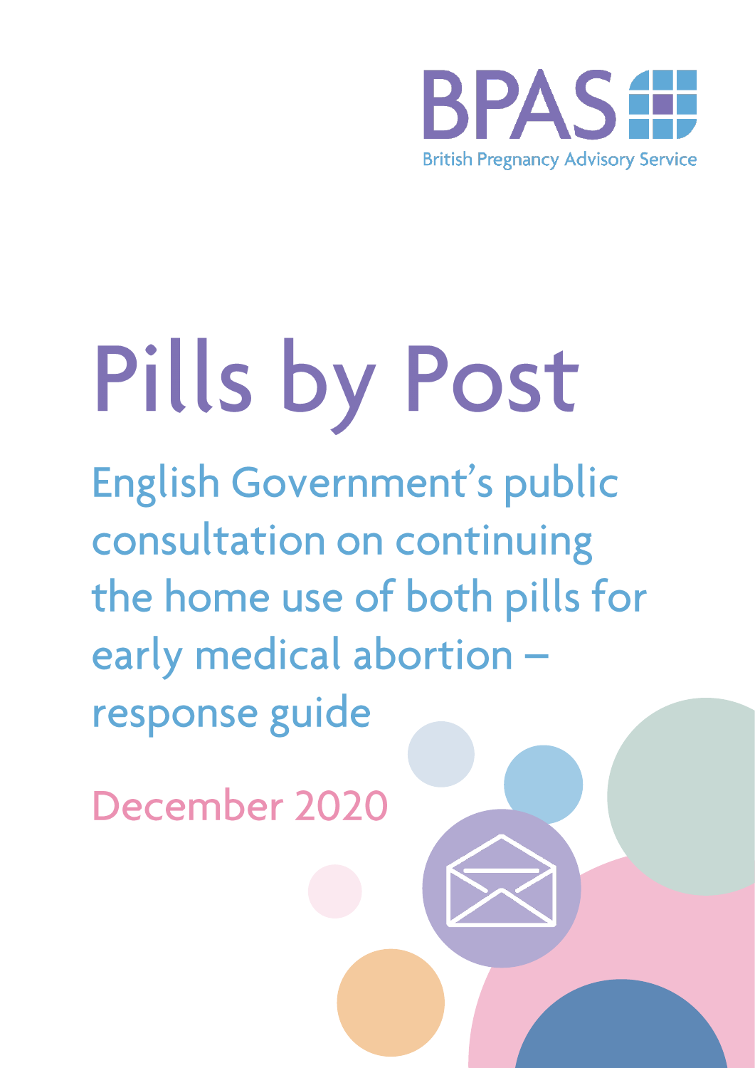BPAS

British Pregnancy Advisory Service

# Pills by Post

## English Government's public consultation on continuing the home use of both pills for early medical abortion – response guide

December 2020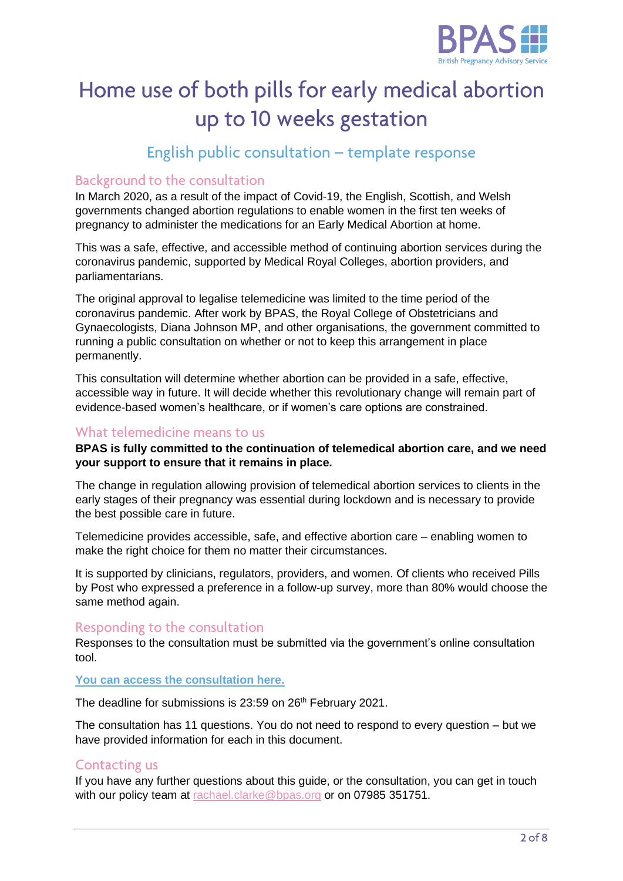# Home use of both pills for early medical abortion up to 10 weeks gestation

## English public consultation – template response

### Background to the consultation

In March 2020, as a result of the impact of Covid-19, the English, Scottish, and Welsh governments changed abortion regulations to enable women in the first ten weeks of pregnancy to administer the medications for an Early Medical Abortion at home.

This was a safe, effective, and accessible method of continuing abortion services during the coronavirus pandemic, supported by Medical Royal Colleges, abortion providers, and parliamentarians.

The original approval to legalise telemedicine was limited to the time period of the coronavirus pandemic. After work by BPAS, the Royal College of Obstetricians and Gynaecologists, Diana Johnson MP, and other organisations, the government committed to running a public consultation on whether or not to keep this arrangement in place permanently.

This consultation will determine whether abortion can be provided in a safe, effective, accessible way in future. It will decide whether this revolutionary change will remain part of evidence-based women's healthcare, or if women's care options are constrained.

### What telemedicine means to us

**BPAS is fully committed to the continuation of telemedical abortion care, and we need your support to ensure that it remains in place.**

The change in regulation allowing provision of telemedical abortion services to clients in the early stages of their pregnancy was essential during lockdown and is necessary to provide the best possible care in future.

Telemedicine provides accessible, safe, and effective abortion care – enabling women to make the right choice for them no matter their circumstances.

It is supported by clinicians, regulators, providers, and women. Of clients who received Pills by Post who expressed a preference in a follow-up survey, more than 80% would choose the same method again.

### Responding to the consultation

Responses to the consultation must be submitted via the government's online consultation tool.

**You can access the consultation here.**

The deadline for submissions is 23:59 on 26th February 2021.

The consultation has 11 questions. You do not need to respond to every question – but we have provided information for each in this document.

### Contacting us

If you have any further questions about this guide, or the consultation, you can get in touch with our policy team at rachael.clarke@bpas.org or on 07985 351751.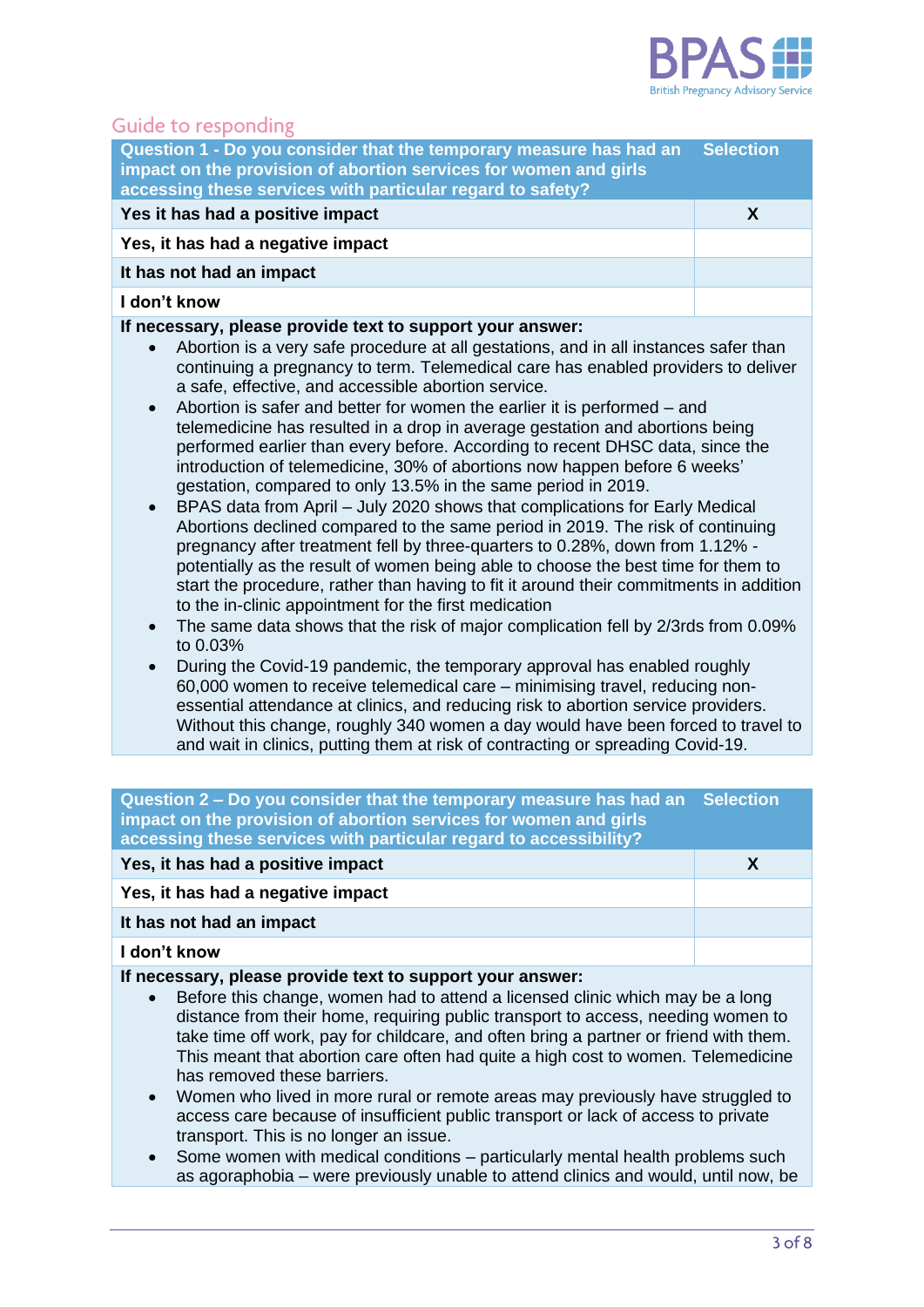## Guide to responding

| Question 1 - Do you consider that the temporary measure has had an impact on the provision of abortion services for women and girls accessing these services with particular regard to safety? | Selection |
|---|---|
| Yes it has had a positive impact | X |
| Yes, it has had a negative impact | |
| It has not had an impact | |
| I don't know | |

**If necessary, please provide text to support your answer:**

- Abortion is a very safe procedure at all gestations, and in all instances safer than continuing a pregnancy to term. Telemedical care has enabled providers to deliver a safe, effective, and accessible abortion service.
- Abortion is safer and better for women the earlier it is performed – and telemedicine has resulted in a drop in average gestation and abortions being performed earlier than every before. According to recent DHSC data, since the introduction of telemedicine, 30% of abortions now happen before 6 weeks' gestation, compared to only 13.5% in the same period in 2019.
- BPAS data from April – July 2020 shows that complications for Early Medical Abortions declined compared to the same period in 2019. The risk of continuing pregnancy after treatment fell by three-quarters to 0.28%, down from 1.12% - potentially as the result of women being able to choose the best time for them to start the procedure, rather than having to fit it around their commitments in addition to the in-clinic appointment for the first medication
- The same data shows that the risk of major complication fell by 2/3rds from 0.09% to 0.03%
- During the Covid-19 pandemic, the temporary approval has enabled roughly 60,000 women to receive telemedical care – minimising travel, reducing non-essential attendance at clinics, and reducing risk to abortion service providers. Without this change, roughly 340 women a day would have been forced to travel to and wait in clinics, putting them at risk of contracting or spreading Covid-19.

| Question 2 – Do you consider that the temporary measure has had an impact on the provision of abortion services for women and girls accessing these services with particular regard to accessibility? | Selection |
|---|---|
| Yes, it has had a positive impact | X |
| Yes, it has had a negative impact | |
| It has not had an impact | |
| I don't know | |

**If necessary, please provide text to support your answer:**

- Before this change, women had to attend a licensed clinic which may be a long distance from their home, requiring public transport to access, needing women to take time off work, pay for childcare, and often bring a partner or friend with them. This meant that abortion care often had quite a high cost to women. Telemedicine has removed these barriers.
- Women who lived in more rural or remote areas may previously have struggled to access care because of insufficient public transport or lack of access to private transport. This is no longer an issue.
- Some women with medical conditions – particularly mental health problems such as agoraphobia – were previously unable to attend clinics and would, until now, be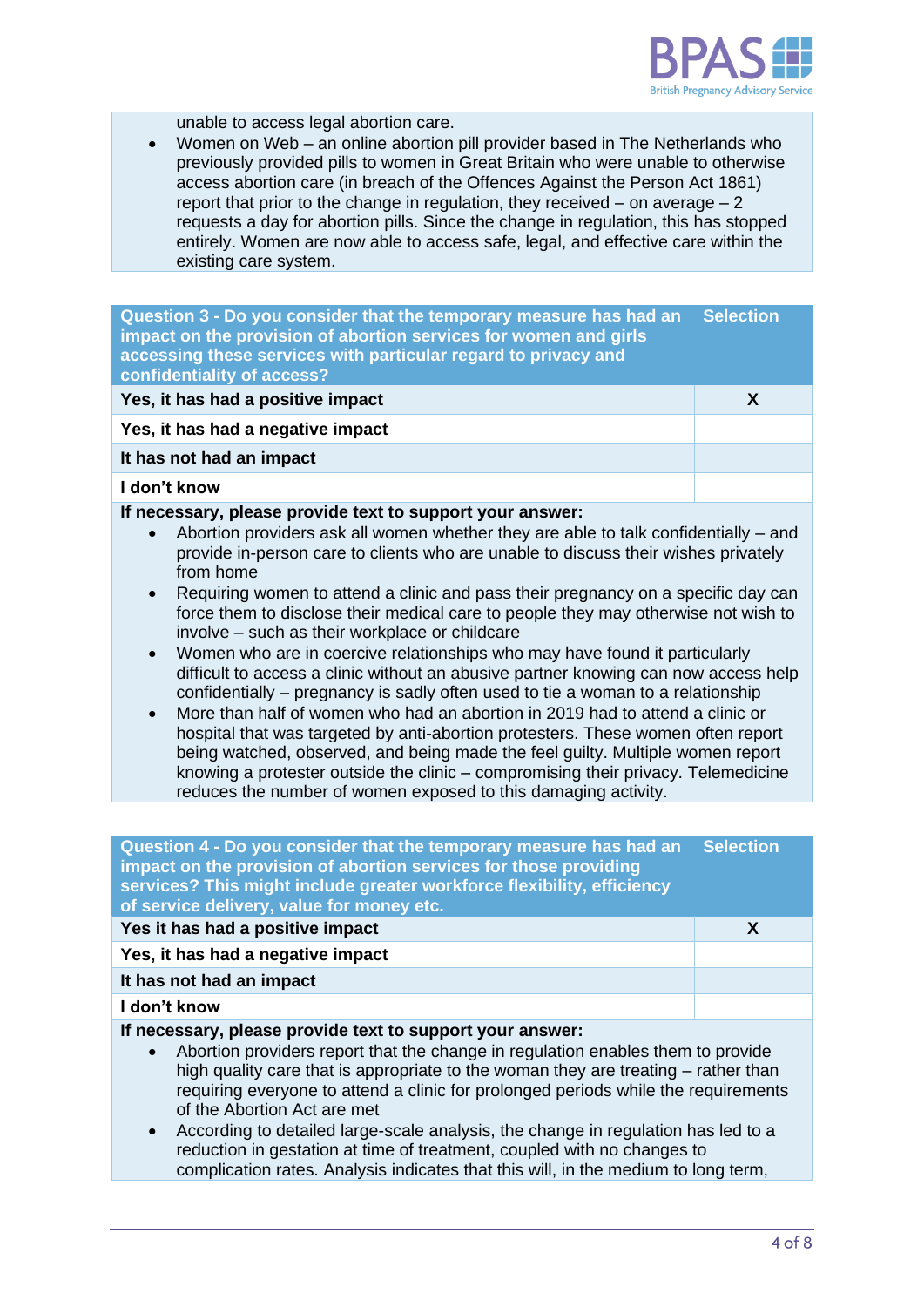unable to access legal abortion care.

- Women on Web – an online abortion pill provider based in The Netherlands who previously provided pills to women in Great Britain who were unable to otherwise access abortion care (in breach of the Offences Against the Person Act 1861) report that prior to the change in regulation, they received – on average – 2 requests a day for abortion pills. Since the change in regulation, this has stopped entirely. Women are now able to access safe, legal, and effective care within the existing care system.

| Question 3 - Do you consider that the temporary measure has had an impact on the provision of abortion services for women and girls accessing these services with particular regard to privacy and confidentiality of access? | Selection |
|---|---|
| **Yes, it has had a positive impact** | X |
| **Yes, it has had a negative impact** | |
| **It has not had an impact** | |
| **I don't know** | |

**If necessary, please provide text to support your answer:**

- Abortion providers ask all women whether they are able to talk confidentially – and provide in-person care to clients who are unable to discuss their wishes privately from home
- Requiring women to attend a clinic and pass their pregnancy on a specific day can force them to disclose their medical care to people they may otherwise not wish to involve – such as their workplace or childcare
- Women who are in coercive relationships who may have found it particularly difficult to access a clinic without an abusive partner knowing can now access help confidentially – pregnancy is sadly often used to tie a woman to a relationship
- More than half of women who had an abortion in 2019 had to attend a clinic or hospital that was targeted by anti-abortion protesters. These women often report being watched, observed, and being made the feel guilty. Multiple women report knowing a protester outside the clinic – compromising their privacy. Telemedicine reduces the number of women exposed to this damaging activity.

| Question 4 - Do you consider that the temporary measure has had an impact on the provision of abortion services for those providing services? This might include greater workforce flexibility, efficiency of service delivery, value for money etc. | Selection |
|---|---|
| **Yes it has had a positive impact** | X |
| **Yes, it has had a negative impact** | |
| **It has not had an impact** | |
| **I don't know** | |

**If necessary, please provide text to support your answer:**

- Abortion providers report that the change in regulation enables them to provide high quality care that is appropriate to the woman they are treating – rather than requiring everyone to attend a clinic for prolonged periods while the requirements of the Abortion Act are met
- According to detailed large-scale analysis, the change in regulation has led to a reduction in gestation at time of treatment, coupled with no changes to complication rates. Analysis indicates that this will, in the medium to long term,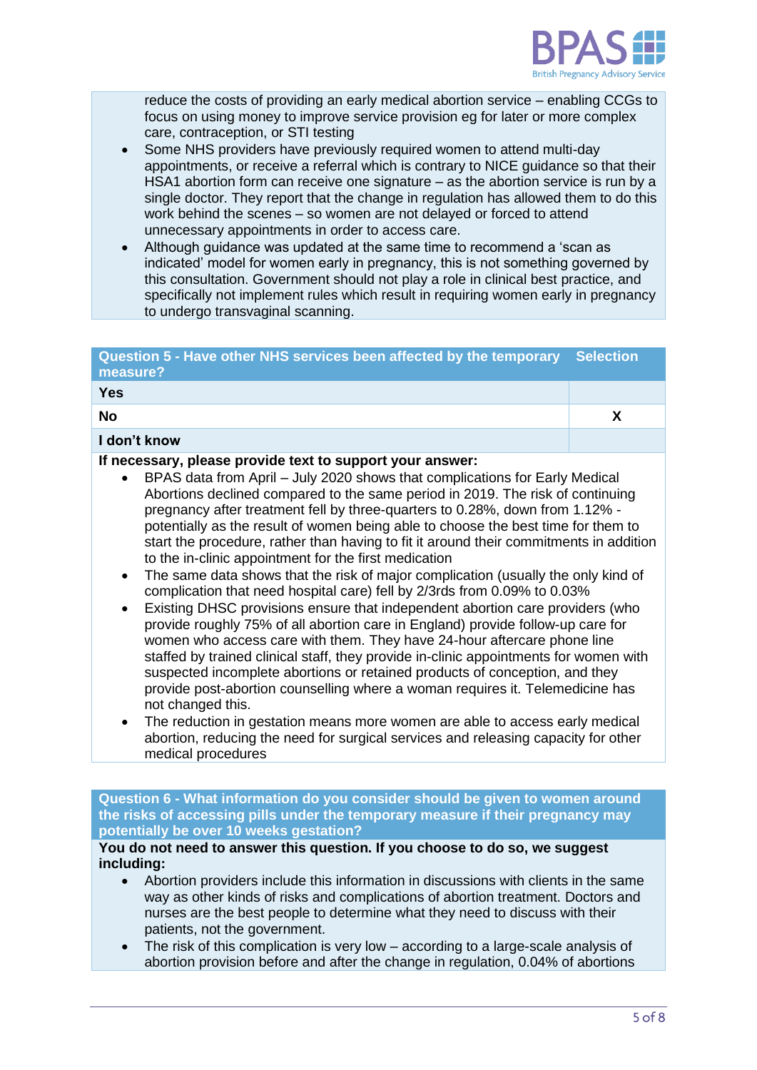reduce the costs of providing an early medical abortion service – enabling CCGs to focus on using money to improve service provision eg for later or more complex care, contraception, or STI testing

- Some NHS providers have previously required women to attend multi-day appointments, or receive a referral which is contrary to NICE guidance so that their HSA1 abortion form can receive one signature – as the abortion service is run by a single doctor. They report that the change in regulation has allowed them to do this work behind the scenes – so women are not delayed or forced to attend unnecessary appointments in order to access care.
- Although guidance was updated at the same time to recommend a 'scan as indicated' model for women early in pregnancy, this is not something governed by this consultation. Government should not play a role in clinical best practice, and specifically not implement rules which result in requiring women early in pregnancy to undergo transvaginal scanning.

| Question 5 - Have other NHS services been affected by the temporary measure? | Selection |
|---|---|
| **Yes** | |
| **No** | **X** |
| **I don't know** | |

**If necessary, please provide text to support your answer:**

- BPAS data from April – July 2020 shows that complications for Early Medical Abortions declined compared to the same period in 2019. The risk of continuing pregnancy after treatment fell by three-quarters to 0.28%, down from 1.12% - potentially as the result of women being able to choose the best time for them to start the procedure, rather than having to fit it around their commitments in addition to the in-clinic appointment for the first medication
- The same data shows that the risk of major complication (usually the only kind of complication that need hospital care) fell by 2/3rds from 0.09% to 0.03%
- Existing DHSC provisions ensure that independent abortion care providers (who provide roughly 75% of all abortion care in England) provide follow-up care for women who access care with them. They have 24-hour aftercare phone line staffed by trained clinical staff, they provide in-clinic appointments for women with suspected incomplete abortions or retained products of conception, and they provide post-abortion counselling where a woman requires it. Telemedicine has not changed this.
- The reduction in gestation means more women are able to access early medical abortion, reducing the need for surgical services and releasing capacity for other medical procedures

**Question 6 - What information do you consider should be given to women around the risks of accessing pills under the temporary measure if their pregnancy may potentially be over 10 weeks gestation?**

**You do not need to answer this question. If you choose to do so, we suggest including:**

- Abortion providers include this information in discussions with clients in the same way as other kinds of risks and complications of abortion treatment. Doctors and nurses are the best people to determine what they need to discuss with their patients, not the government.
- The risk of this complication is very low – according to a large-scale analysis of abortion provision before and after the change in regulation, 0.04% of abortions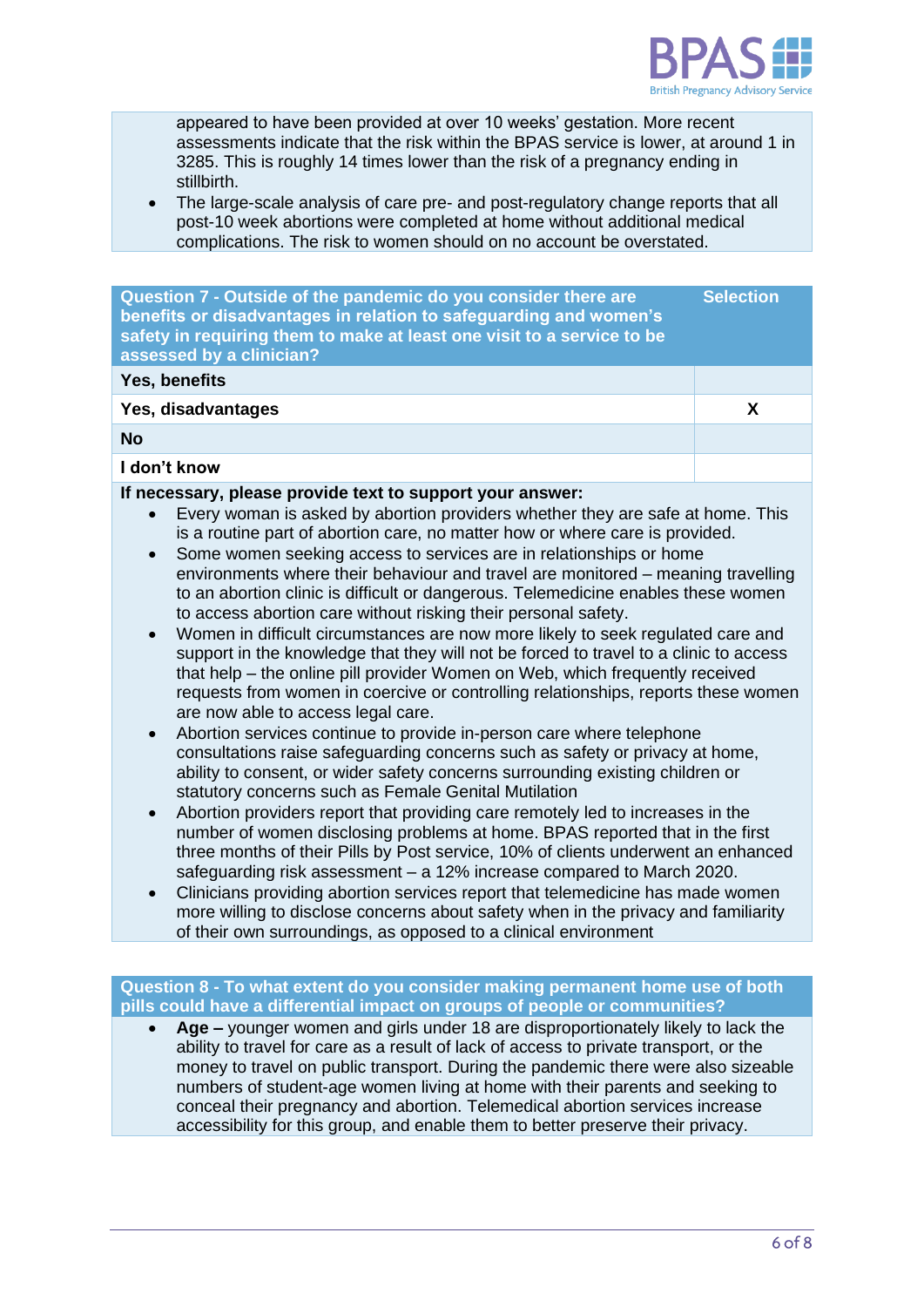appeared to have been provided at over 10 weeks' gestation. More recent assessments indicate that the risk within the BPAS service is lower, at around 1 in 3285. This is roughly 14 times lower than the risk of a pregnancy ending in stillbirth.

- The large-scale analysis of care pre- and post-regulatory change reports that all post-10 week abortions were completed at home without additional medical complications. The risk to women should on no account be overstated.

| Question 7 - Outside of the pandemic do you consider there are benefits or disadvantages in relation to safeguarding and women's safety in requiring them to make at least one visit to a service to be assessed by a clinician? | Selection |
|---|---|
| Yes, benefits | |
| Yes, disadvantages | X |
| No | |
| I don't know | |

**If necessary, please provide text to support your answer:**

- Every woman is asked by abortion providers whether they are safe at home. This is a routine part of abortion care, no matter how or where care is provided.
- Some women seeking access to services are in relationships or home environments where their behaviour and travel are monitored – meaning travelling to an abortion clinic is difficult or dangerous. Telemedicine enables these women to access abortion care without risking their personal safety.
- Women in difficult circumstances are now more likely to seek regulated care and support in the knowledge that they will not be forced to travel to a clinic to access that help – the online pill provider Women on Web, which frequently received requests from women in coercive or controlling relationships, reports these women are now able to access legal care.
- Abortion services continue to provide in-person care where telephone consultations raise safeguarding concerns such as safety or privacy at home, ability to consent, or wider safety concerns surrounding existing children or statutory concerns such as Female Genital Mutilation
- Abortion providers report that providing care remotely led to increases in the number of women disclosing problems at home. BPAS reported that in the first three months of their Pills by Post service, 10% of clients underwent an enhanced safeguarding risk assessment – a 12% increase compared to March 2020.
- Clinicians providing abortion services report that telemedicine has made women more willing to disclose concerns about safety when in the privacy and familiarity of their own surroundings, as opposed to a clinical environment

**Question 8 - To what extent do you consider making permanent home use of both pills could have a differential impact on groups of people or communities?**

- **Age –** younger women and girls under 18 are disproportionately likely to lack the ability to travel for care as a result of lack of access to private transport, or the money to travel on public transport. During the pandemic there were also sizeable numbers of student-age women living at home with their parents and seeking to conceal their pregnancy and abortion. Telemedical abortion services increase accessibility for this group, and enable them to better preserve their privacy.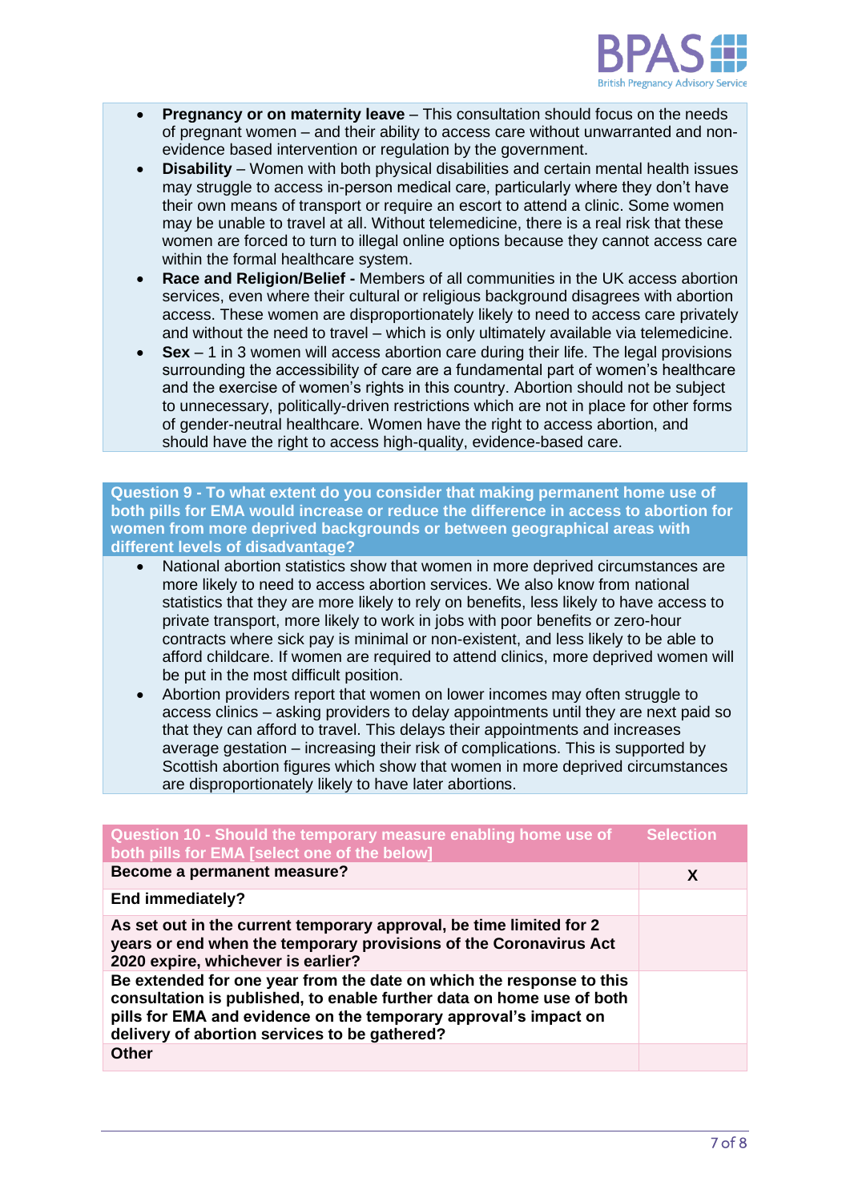- **Pregnancy or on maternity leave** – This consultation should focus on the needs of pregnant women – and their ability to access care without unwarranted and non-evidence based intervention or regulation by the government.
- **Disability** – Women with both physical disabilities and certain mental health issues may struggle to access in-person medical care, particularly where they don't have their own means of transport or require an escort to attend a clinic. Some women may be unable to travel at all. Without telemedicine, there is a real risk that these women are forced to turn to illegal online options because they cannot access care within the formal healthcare system.
- **Race and Religion/Belief -** Members of all communities in the UK access abortion services, even where their cultural or religious background disagrees with abortion access. These women are disproportionately likely to need to access care privately and without the need to travel – which is only ultimately available via telemedicine.
- **Sex** – 1 in 3 women will access abortion care during their life. The legal provisions surrounding the accessibility of care are a fundamental part of women's healthcare and the exercise of women's rights in this country. Abortion should not be subject to unnecessary, politically-driven restrictions which are not in place for other forms of gender-neutral healthcare. Women have the right to access abortion, and should have the right to access high-quality, evidence-based care.

**Question 9 - To what extent do you consider that making permanent home use of both pills for EMA would increase or reduce the difference in access to abortion for women from more deprived backgrounds or between geographical areas with different levels of disadvantage?**

- National abortion statistics show that women in more deprived circumstances are more likely to need to access abortion services. We also know from national statistics that they are more likely to rely on benefits, less likely to have access to private transport, more likely to work in jobs with poor benefits or zero-hour contracts where sick pay is minimal or non-existent, and less likely to be able to afford childcare. If women are required to attend clinics, more deprived women will be put in the most difficult position.
- Abortion providers report that women on lower incomes may often struggle to access clinics – asking providers to delay appointments until they are next paid so that they can afford to travel. This delays their appointments and increases average gestation – increasing their risk of complications. This is supported by Scottish abortion figures which show that women in more deprived circumstances are disproportionately likely to have later abortions.

| Question 10 - Should the temporary measure enabling home use of both pills for EMA [select one of the below] | Selection |
|---|---|
| **Become a permanent measure?** | X |
| **End immediately?** | |
| **As set out in the current temporary approval, be time limited for 2 years or end when the temporary provisions of the Coronavirus Act 2020 expire, whichever is earlier?** | |
| **Be extended for one year from the date on which the response to this consultation is published, to enable further data on home use of both pills for EMA and evidence on the temporary approval's impact on delivery of abortion services to be gathered?** | |
| **Other** | |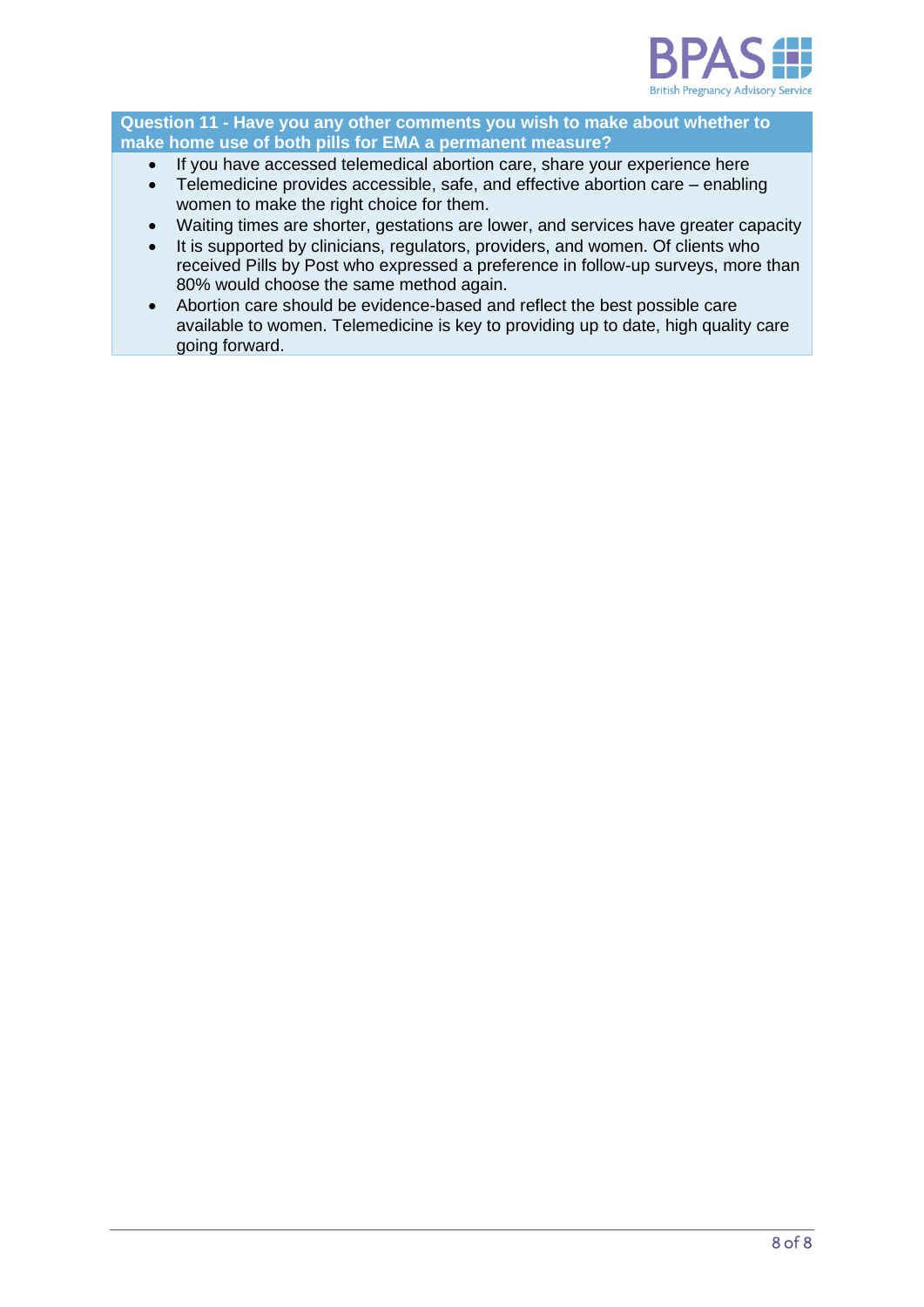**Question 11 - Have you any other comments you wish to make about whether to make home use of both pills for EMA a permanent measure?**

- If you have accessed telemedical abortion care, share your experience here
- Telemedicine provides accessible, safe, and effective abortion care – enabling women to make the right choice for them.
- Waiting times are shorter, gestations are lower, and services have greater capacity
- It is supported by clinicians, regulators, providers, and women. Of clients who received Pills by Post who expressed a preference in follow-up surveys, more than 80% would choose the same method again.
- Abortion care should be evidence-based and reflect the best possible care available to women. Telemedicine is key to providing up to date, high quality care going forward.